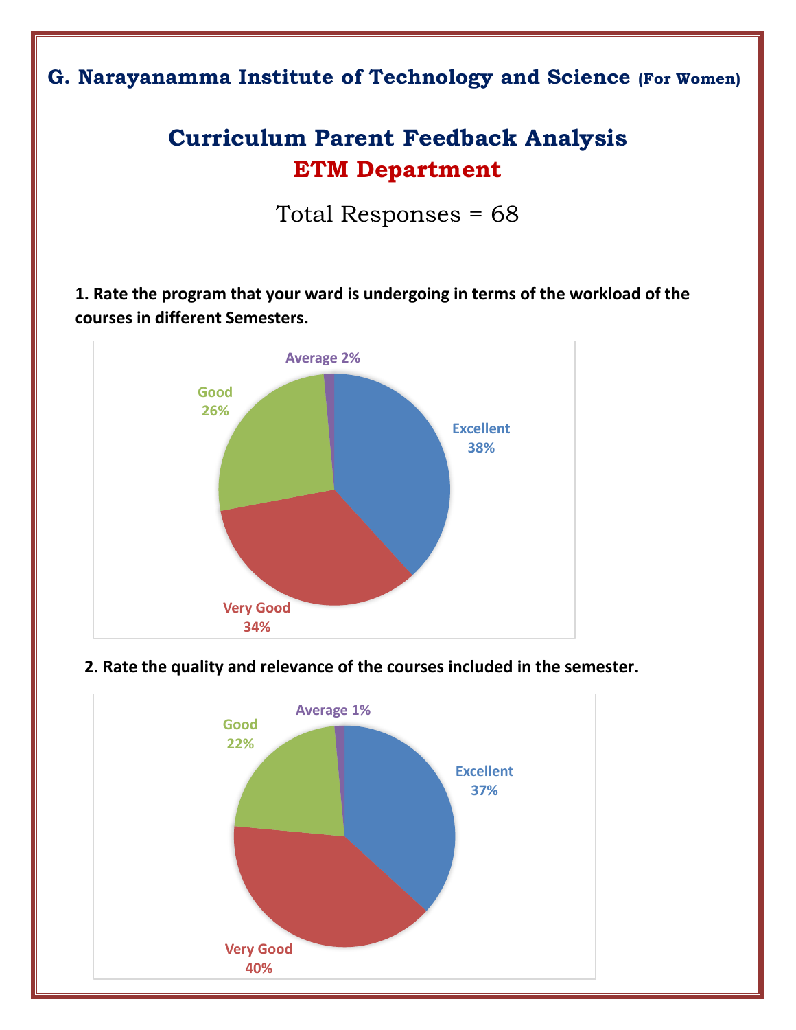G. Narayanamma Institute of Technology and Science (For Women)

# Curriculum Parent Feedback Analysis

## ETM Department

Total Responses = 68

**1. Rate the program that your ward is undergoing in terms of the workload of the courses in different Semesters.**

Average 2%

Good 26%

Excellent 38%

Very Good 34%

**2. Rate the quality and relevance of the courses included in the semester.**

Average 1%

Good 22%

Excellent 37%

Very Good 40%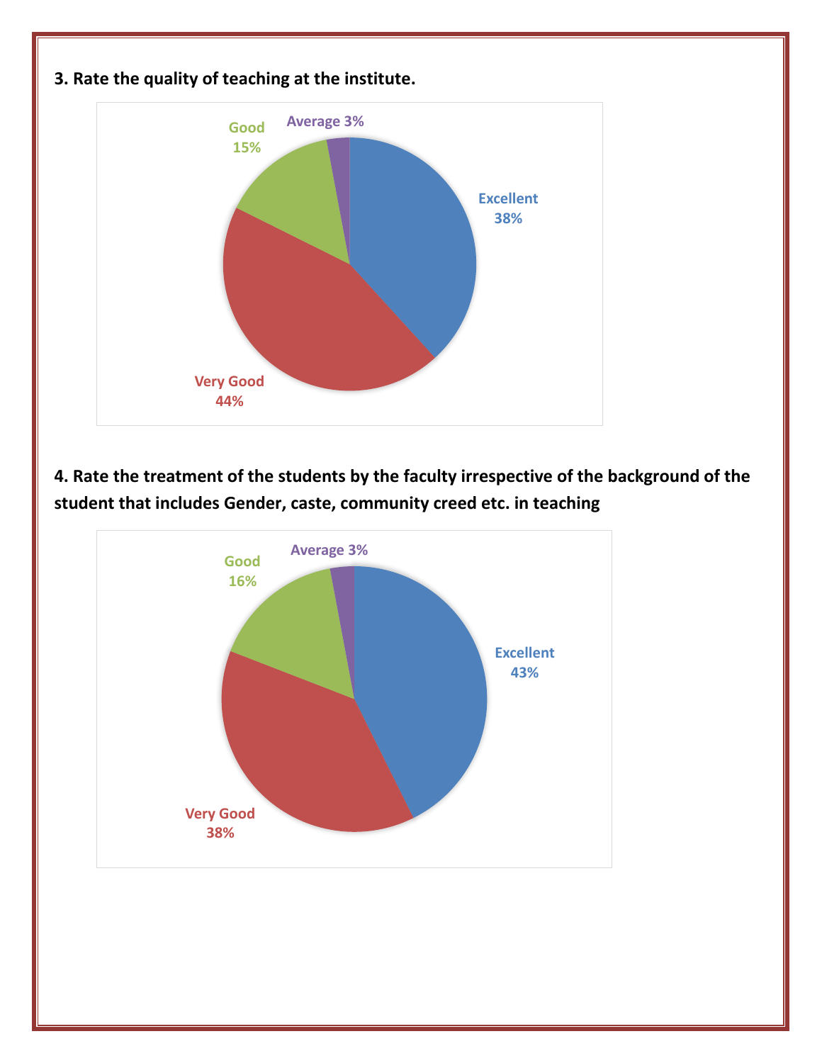**3. Rate the quality of teaching at the institute.**

Excellent 38%

Very Good 44%

Good 15%

Average 3%

**4. Rate the treatment of the students by the faculty irrespective of the background of the student that includes Gender, caste, community creed etc. in teaching**

Excellent 43%

Very Good 38%

Good 16%

Average 3%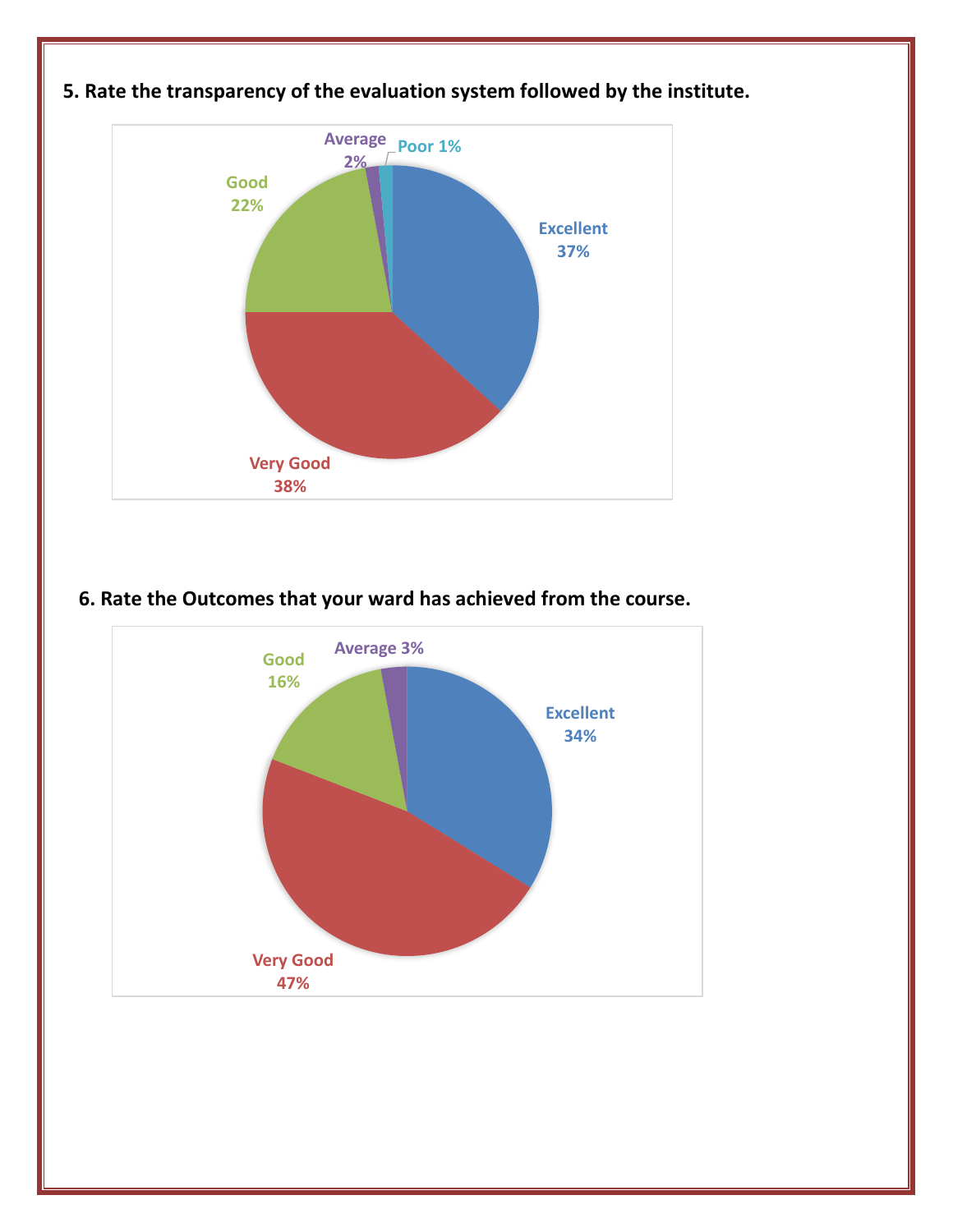**5. Rate the transparency of the evaluation system followed by the institute.**

Excellent 37%

Very Good 38%

Good 22%

Average 2%

Poor 1%

**6. Rate the Outcomes that your ward has achieved from the course.**

Excellent 34%

Very Good 47%

Good 16%

Average 3%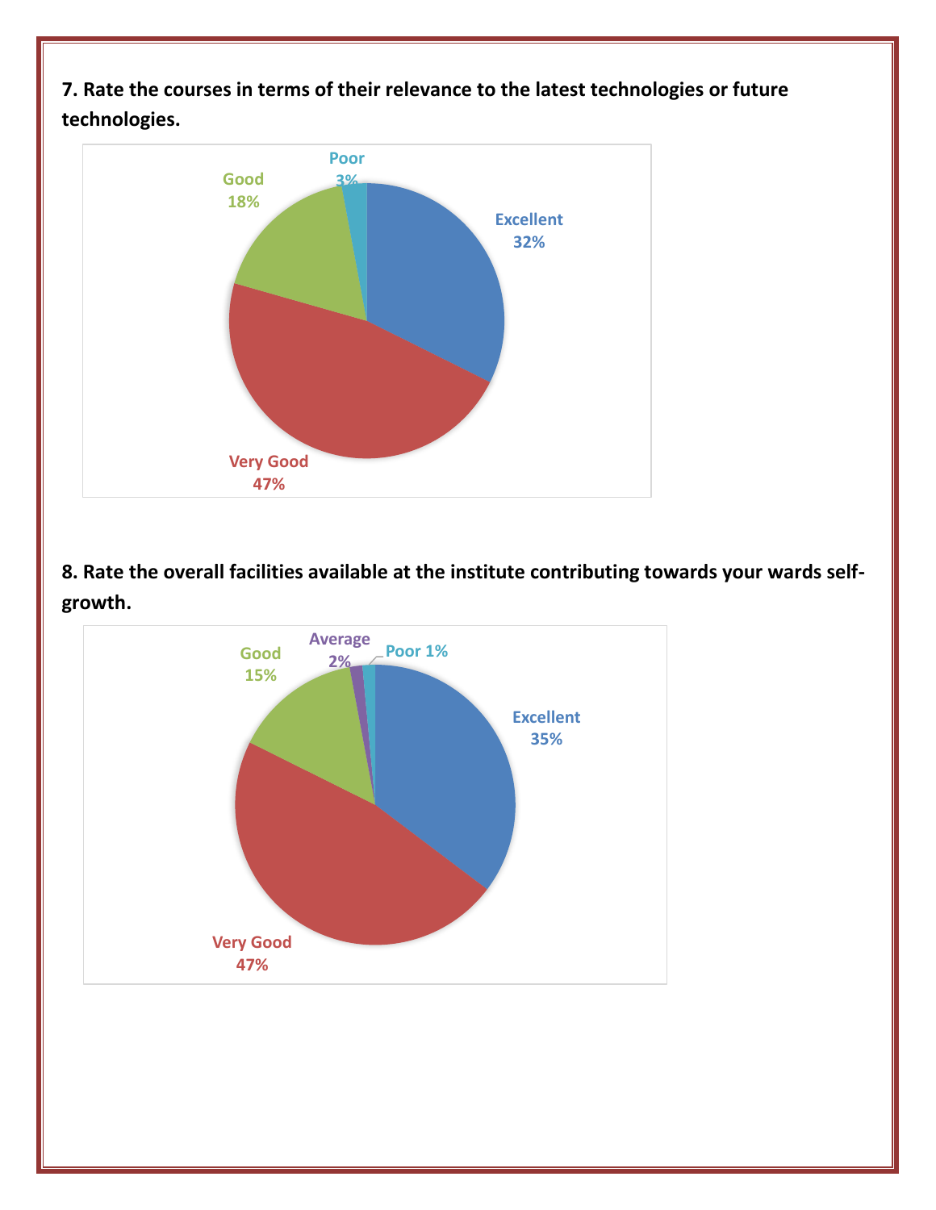**7. Rate the courses in terms of their relevance to the latest technologies or future technologies.**

Excellent 32%
Very Good 47%
Good 18%
Poor 3%

**8. Rate the overall facilities available at the institute contributing towards your wards self-growth.**

Excellent 35%
Very Good 47%
Good 15%
Average 2%
Poor 1%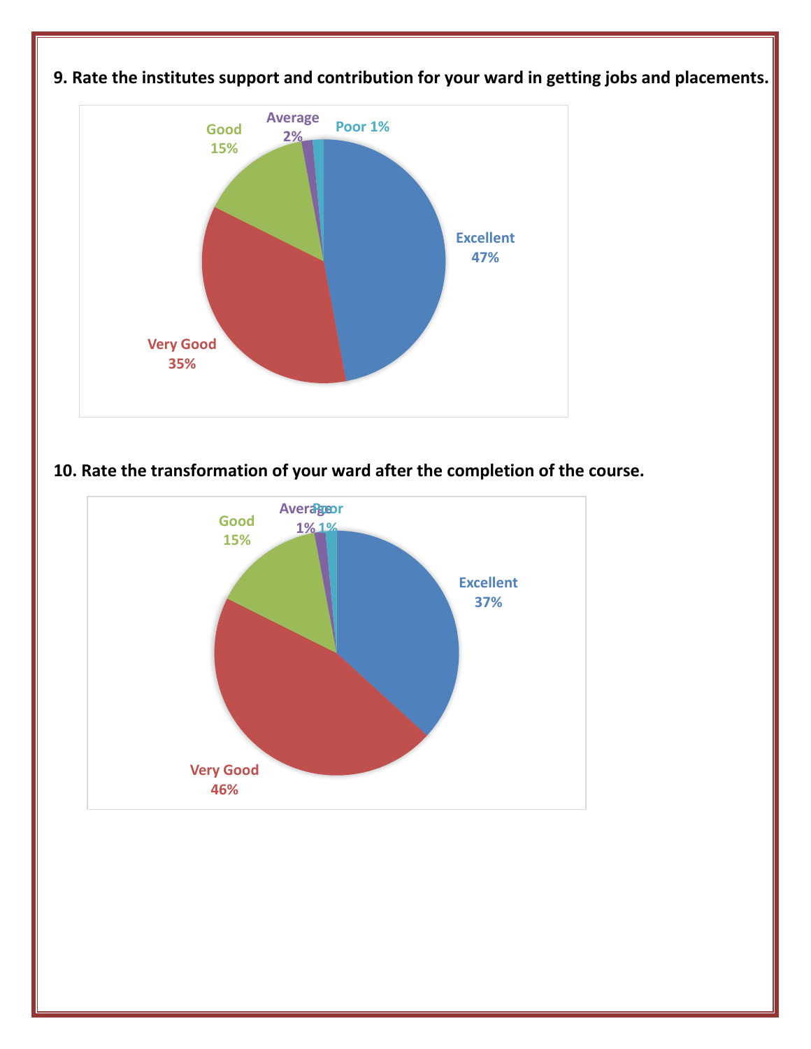**9. Rate the institutes support and contribution for your ward in getting jobs and placements.**

Good 15%

Average 2%

Poor 1%

Excellent 47%

Very Good 35%

**10. Rate the transformation of your ward after the completion of the course.**

Good 15%

Average 1%

Poor 1%

Excellent 37%

Very Good 46%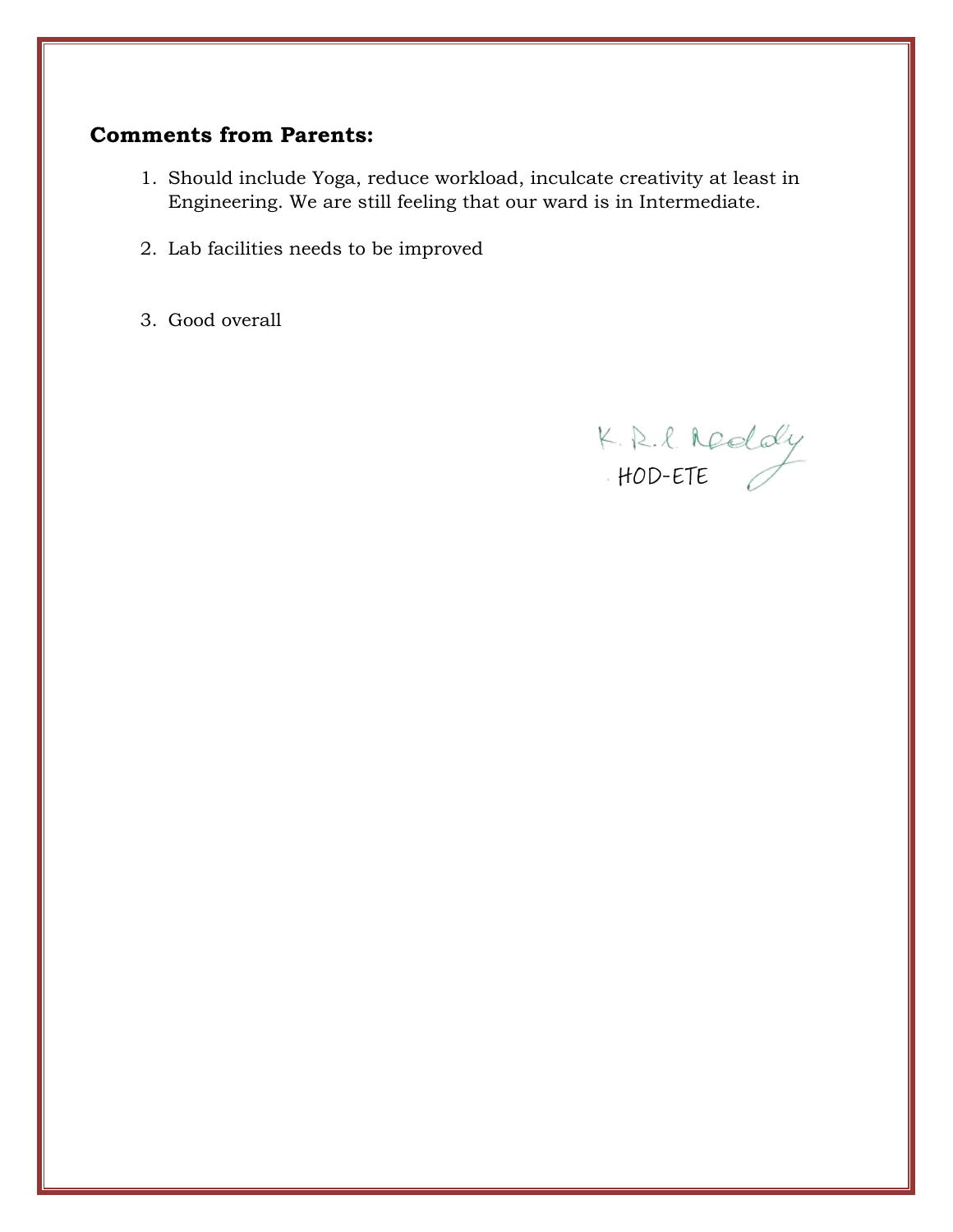**Comments from Parents:**

1. Should include Yoga, reduce workload, inculcate creativity at least in Engineering. We are still feeling that our ward is in Intermediate.
2. Lab facilities needs to be improved
3. Good overall

K. R. L. Reddy
HOD-ETE